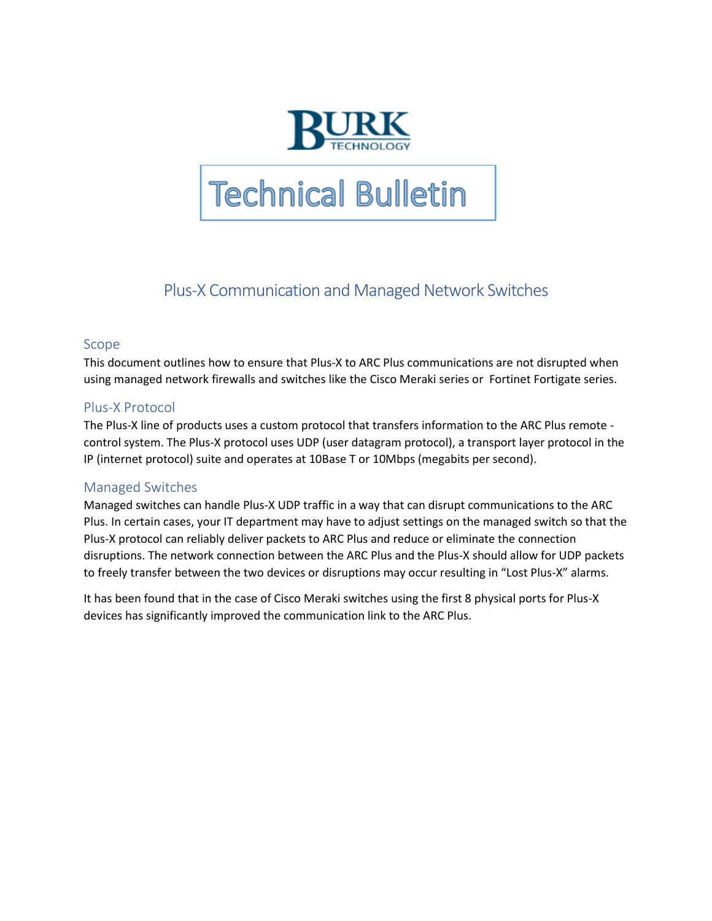BURK TECHNOLOGY

# Technical Bulletin

## Plus-X Communication and Managed Network Switches

### Scope

This document outlines how to ensure that Plus-X to ARC Plus communications are not disrupted when using managed network firewalls and switches like the Cisco Meraki series or Fortinet Fortigate series.

### Plus-X Protocol

The Plus-X line of products uses a custom protocol that transfers information to the ARC Plus remote - control system. The Plus-X protocol uses UDP (user datagram protocol), a transport layer protocol in the IP (internet protocol) suite and operates at 10Base T or 10Mbps (megabits per second).

### Managed Switches

Managed switches can handle Plus-X UDP traffic in a way that can disrupt communications to the ARC Plus. In certain cases, your IT department may have to adjust settings on the managed switch so that the Plus-X protocol can reliably deliver packets to ARC Plus and reduce or eliminate the connection disruptions. The network connection between the ARC Plus and the Plus-X should allow for UDP packets to freely transfer between the two devices or disruptions may occur resulting in "Lost Plus-X" alarms.

It has been found that in the case of Cisco Meraki switches using the first 8 physical ports for Plus-X devices has significantly improved the communication link to the ARC Plus.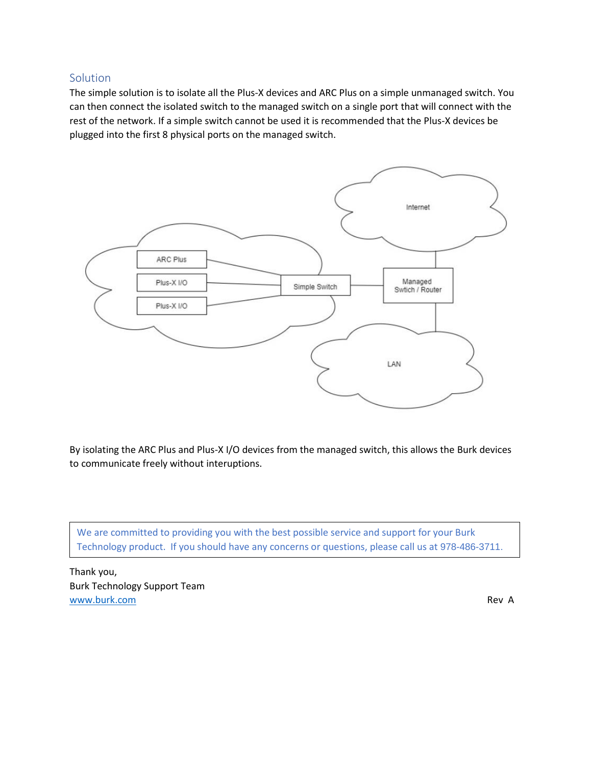## Solution

The simple solution is to isolate all the Plus-X devices and ARC Plus on a simple unmanaged switch. You can then connect the isolated switch to the managed switch on a single port that will connect with the rest of the network. If a simple switch cannot be used it is recommended that the Plus-X devices be plugged into the first 8 physical ports on the managed switch.

Internet

ARC Plus

Plus-X I/O

Plus-X I/O

Simple Switch

Managed Swtich / Router

LAN

By isolating the ARC Plus and Plus-X I/O devices from the managed switch, this allows the Burk devices to communicate freely without interuptions.

> We are committed to providing you with the best possible service and support for your Burk Technology product. If you should have any concerns or questions, please call us at 978-486-3711.

Thank you,
Burk Technology Support Team
[www.burk.com](http://www.burk.com)

Rev A